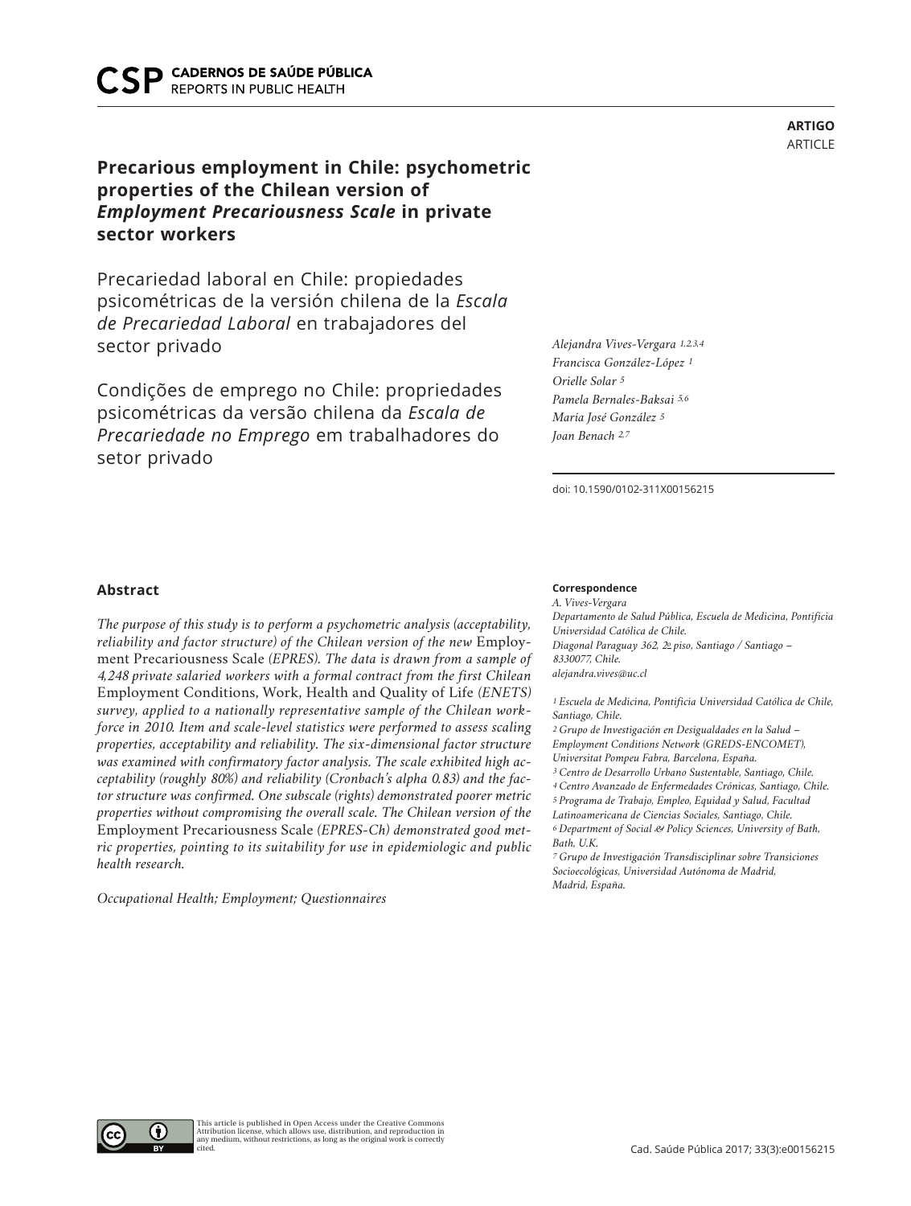ARTIGO
ARTICLE

# Precarious employment in Chile: psychometric properties of the Chilean version of *Employment Precariousness Scale* in private sector workers

## Precariedad laboral en Chile: propiedades psicométricas de la versión chilena de la *Escala de Precariedad Laboral* en trabajadores del sector privado

## Condições de emprego no Chile: propriedades psicométricas da versão chilena da *Escala de Precariedade no Emprego* em trabalhadores do setor privado

*Alejandra Vives-Vergara [1,2,3,4]*
*Francisca González-López [1]*
*Orielle Solar [5]*
*Pamela Bernales-Baksai [5,6]*
*María José González [5]*
*Joan Benach [2,7]*

doi: 10.1590/0102-311X00156215

### Abstract

*The purpose of this study is to perform a psychometric analysis (acceptability, reliability and factor structure) of the Chilean version of the new* Employment Precariousness Scale *(EPRES). The data is drawn from a sample of 4,248 private salaried workers with a formal contract from the first Chilean* Employment Conditions, Work, Health and Quality of Life *(ENETS) survey, applied to a nationally representative sample of the Chilean workforce in 2010. Item and scale-level statistics were performed to assess scaling properties, acceptability and reliability. The six-dimensional factor structure was examined with confirmatory factor analysis. The scale exhibited high acceptability (roughly 80%) and reliability (Cronbach's alpha 0.83) and the factor structure was confirmed. One subscale (rights) demonstrated poorer metric properties without compromising the overall scale. The Chilean version of the* Employment Precariousness Scale *(EPRES-Ch) demonstrated good metric properties, pointing to its suitability for use in epidemiologic and public health research.*

*Occupational Health; Employment; Questionnaires*

**Correspondence**
*A. Vives-Vergara*
*Departamento de Salud Pública, Escuela de Medicina, Pontificia Universidad Católica de Chile.*
*Diagonal Paraguay 362, 2º piso, Santiago / Santiago – 8330077, Chile.*
*alejandra.vives@uc.cl*

*[1] Escuela de Medicina, Pontificia Universidad Católica de Chile, Santiago, Chile.*
*[2] Grupo de Investigación en Desigualdades en la Salud – Employment Conditions Network (GREDS-ENCOMET), Universitat Pompeu Fabra, Barcelona, España.*
*[3] Centro de Desarrollo Urbano Sustentable, Santiago, Chile.*
*[4] Centro Avanzado de Enfermedades Crónicas, Santiago, Chile.*
*[5] Programa de Trabajo, Empleo, Equidad y Salud, Facultad Latinoamericana de Ciencias Sociales, Santiago, Chile.*
*[6] Department of Social & Policy Sciences, University of Bath, Bath, U.K.*
*[7] Grupo de Investigación Transdisciplinar sobre Transiciones Socioecológicas, Universidad Autónoma de Madrid, Madrid, España.*

This article is published in Open Access under the Creative Commons Attribution license, which allows use, distribution, and reproduction in any medium, without restrictions, as long as the original work is correctly cited.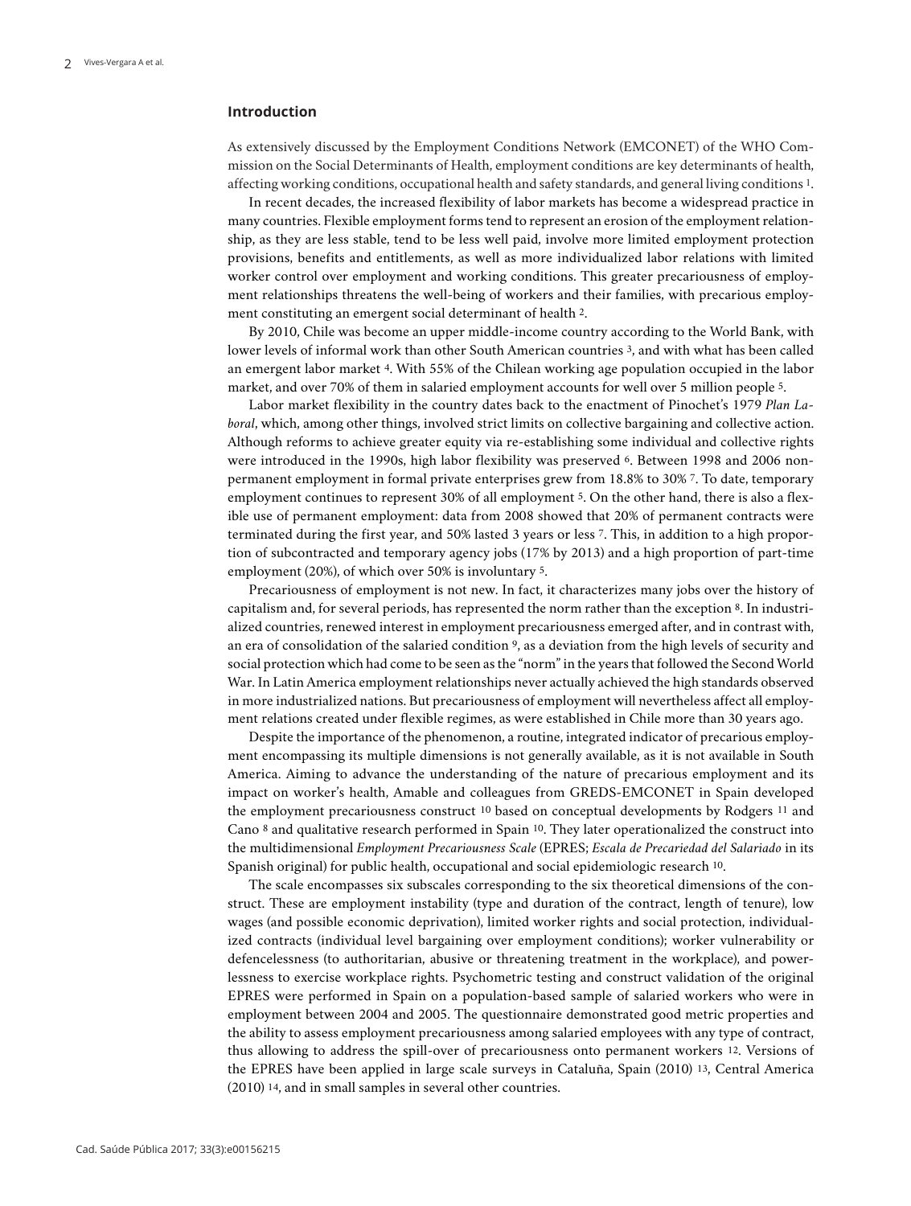## Introduction

As extensively discussed by the Employment Conditions Network (EMCONET) of the WHO Commission on the Social Determinants of Health, employment conditions are key determinants of health, affecting working conditions, occupational health and safety standards, and general living conditions [1].

In recent decades, the increased flexibility of labor markets has become a widespread practice in many countries. Flexible employment forms tend to represent an erosion of the employment relationship, as they are less stable, tend to be less well paid, involve more limited employment protection provisions, benefits and entitlements, as well as more individualized labor relations with limited worker control over employment and working conditions. This greater precariousness of employment relationships threatens the well-being of workers and their families, with precarious employment constituting an emergent social determinant of health [2].

By 2010, Chile was become an upper middle-income country according to the World Bank, with lower levels of informal work than other South American countries [3], and with what has been called an emergent labor market [4]. With 55% of the Chilean working age population occupied in the labor market, and over 70% of them in salaried employment accounts for well over 5 million people [5].

Labor market flexibility in the country dates back to the enactment of Pinochet's 1979 *Plan Laboral*, which, among other things, involved strict limits on collective bargaining and collective action. Although reforms to achieve greater equity via re-establishing some individual and collective rights were introduced in the 1990s, high labor flexibility was preserved [6]. Between 1998 and 2006 non-permanent employment in formal private enterprises grew from 18.8% to 30% [7]. To date, temporary employment continues to represent 30% of all employment [5]. On the other hand, there is also a flexible use of permanent employment: data from 2008 showed that 20% of permanent contracts were terminated during the first year, and 50% lasted 3 years or less [7]. This, in addition to a high proportion of subcontracted and temporary agency jobs (17% by 2013) and a high proportion of part-time employment (20%), of which over 50% is involuntary [5].

Precariousness of employment is not new. In fact, it characterizes many jobs over the history of capitalism and, for several periods, has represented the norm rather than the exception [8]. In industrialized countries, renewed interest in employment precariousness emerged after, and in contrast with, an era of consolidation of the salaried condition [9], as a deviation from the high levels of security and social protection which had come to be seen as the "norm" in the years that followed the Second World War. In Latin America employment relationships never actually achieved the high standards observed in more industrialized nations. But precariousness of employment will nevertheless affect all employment relations created under flexible regimes, as were established in Chile more than 30 years ago.

Despite the importance of the phenomenon, a routine, integrated indicator of precarious employment encompassing its multiple dimensions is not generally available, as it is not available in South America. Aiming to advance the understanding of the nature of precarious employment and its impact on worker's health, Amable and colleagues from GREDS-EMCONET in Spain developed the employment precariousness construct [10] based on conceptual developments by Rodgers [11] and Cano [8] and qualitative research performed in Spain [10]. They later operationalized the construct into the multidimensional *Employment Precariousness Scale* (EPRES; *Escala de Precariedad del Salariado* in its Spanish original) for public health, occupational and social epidemiologic research [10].

The scale encompasses six subscales corresponding to the six theoretical dimensions of the construct. These are employment instability (type and duration of the contract, length of tenure), low wages (and possible economic deprivation), limited worker rights and social protection, individualized contracts (individual level bargaining over employment conditions); worker vulnerability or defencelessness (to authoritarian, abusive or threatening treatment in the workplace), and powerlessness to exercise workplace rights. Psychometric testing and construct validation of the original EPRES were performed in Spain on a population-based sample of salaried workers who were in employment between 2004 and 2005. The questionnaire demonstrated good metric properties and the ability to assess employment precariousness among salaried employees with any type of contract, thus allowing to address the spill-over of precariousness onto permanent workers [12]. Versions of the EPRES have been applied in large scale surveys in Cataluña, Spain (2010) [13], Central America (2010) [14], and in small samples in several other countries.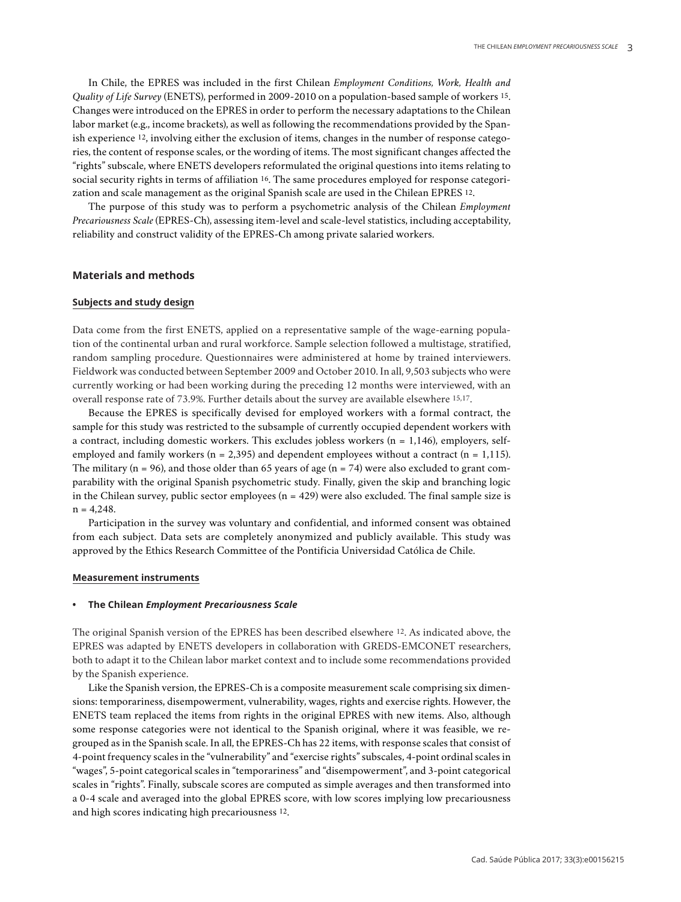In Chile, the EPRES was included in the first Chilean *Employment Conditions, Work, Health and Quality of Life Survey* (ENETS), performed in 2009-2010 on a population-based sample of workers [15]. Changes were introduced on the EPRES in order to perform the necessary adaptations to the Chilean labor market (e.g., income brackets), as well as following the recommendations provided by the Spanish experience [12], involving either the exclusion of items, changes in the number of response categories, the content of response scales, or the wording of items. The most significant changes affected the "rights" subscale, where ENETS developers reformulated the original questions into items relating to social security rights in terms of affiliation [16]. The same procedures employed for response categorization and scale management as the original Spanish scale are used in the Chilean EPRES [12].

The purpose of this study was to perform a psychometric analysis of the Chilean *Employment Precariousness Scale* (EPRES-Ch), assessing item-level and scale-level statistics, including acceptability, reliability and construct validity of the EPRES-Ch among private salaried workers.

## Materials and methods

### Subjects and study design

Data come from the first ENETS, applied on a representative sample of the wage-earning population of the continental urban and rural workforce. Sample selection followed a multistage, stratified, random sampling procedure. Questionnaires were administered at home by trained interviewers. Fieldwork was conducted between September 2009 and October 2010. In all, 9,503 subjects who were currently working or had been working during the preceding 12 months were interviewed, with an overall response rate of 73.9%. Further details about the survey are available elsewhere [15,17].

Because the EPRES is specifically devised for employed workers with a formal contract, the sample for this study was restricted to the subsample of currently occupied dependent workers with a contract, including domestic workers. This excludes jobless workers (n = 1,146), employers, self-employed and family workers (n = 2,395) and dependent employees without a contract (n = 1,115). The military (n = 96), and those older than 65 years of age (n = 74) were also excluded to grant comparability with the original Spanish psychometric study. Finally, given the skip and branching logic in the Chilean survey, public sector employees (n = 429) were also excluded. The final sample size is n = 4,248.

Participation in the survey was voluntary and confidential, and informed consent was obtained from each subject. Data sets are completely anonymized and publicly available. This study was approved by the Ethics Research Committee of the Pontificia Universidad Católica de Chile.

### Measurement instruments

- **The Chilean *Employment Precariousness Scale***

The original Spanish version of the EPRES has been described elsewhere [12]. As indicated above, the EPRES was adapted by ENETS developers in collaboration with GREDS-EMCONET researchers, both to adapt it to the Chilean labor market context and to include some recommendations provided by the Spanish experience.

Like the Spanish version, the EPRES-Ch is a composite measurement scale comprising six dimensions: temporariness, disempowerment, vulnerability, wages, rights and exercise rights. However, the ENETS team replaced the items from rights in the original EPRES with new items. Also, although some response categories were not identical to the Spanish original, where it was feasible, we regrouped as in the Spanish scale. In all, the EPRES-Ch has 22 items, with response scales that consist of 4-point frequency scales in the "vulnerability" and "exercise rights" subscales, 4-point ordinal scales in "wages", 5-point categorical scales in "temporariness" and "disempowerment", and 3-point categorical scales in "rights". Finally, subscale scores are computed as simple averages and then transformed into a 0-4 scale and averaged into the global EPRES score, with low scores implying low precariousness and high scores indicating high precariousness [12].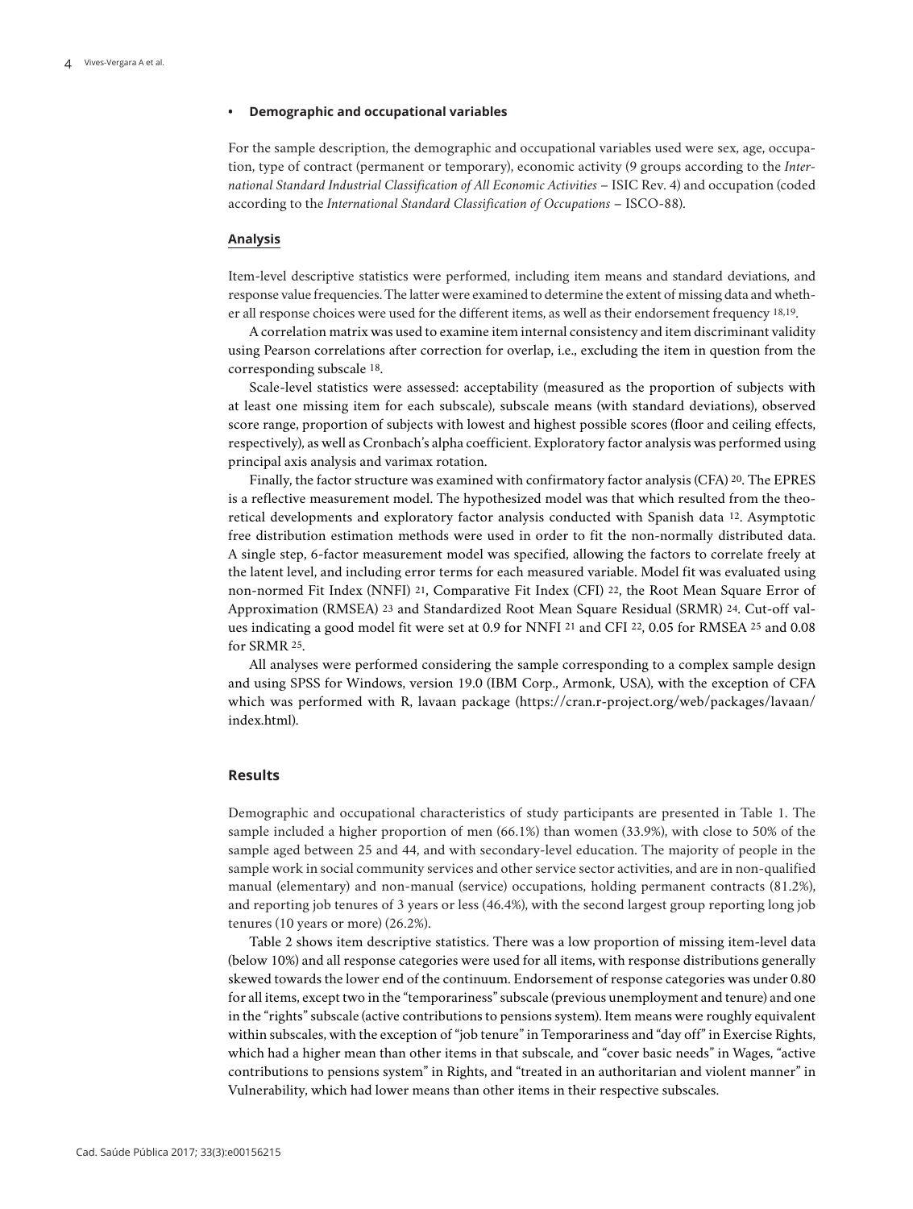- **Demographic and occupational variables**

For the sample description, the demographic and occupational variables used were sex, age, occupation, type of contract (permanent or temporary), economic activity (9 groups according to the *International Standard Industrial Classification of All Economic Activities* – ISIC Rev. 4) and occupation (coded according to the *International Standard Classification of Occupations* – ISCO-88).

## Analysis

Item-level descriptive statistics were performed, including item means and standard deviations, and response value frequencies. The latter were examined to determine the extent of missing data and whether all response choices were used for the different items, as well as their endorsement frequency [18,19].

A correlation matrix was used to examine item internal consistency and item discriminant validity using Pearson correlations after correction for overlap, i.e., excluding the item in question from the corresponding subscale [18].

Scale-level statistics were assessed: acceptability (measured as the proportion of subjects with at least one missing item for each subscale), subscale means (with standard deviations), observed score range, proportion of subjects with lowest and highest possible scores (floor and ceiling effects, respectively), as well as Cronbach's alpha coefficient. Exploratory factor analysis was performed using principal axis analysis and varimax rotation.

Finally, the factor structure was examined with confirmatory factor analysis (CFA) [20]. The EPRES is a reflective measurement model. The hypothesized model was that which resulted from the theoretical developments and exploratory factor analysis conducted with Spanish data [12]. Asymptotic free distribution estimation methods were used in order to fit the non-normally distributed data. A single step, 6-factor measurement model was specified, allowing the factors to correlate freely at the latent level, and including error terms for each measured variable. Model fit was evaluated using non-normed Fit Index (NNFI) [21], Comparative Fit Index (CFI) [22], the Root Mean Square Error of Approximation (RMSEA) [23] and Standardized Root Mean Square Residual (SRMR) [24]. Cut-off values indicating a good model fit were set at 0.9 for NNFI [21] and CFI [22], 0.05 for RMSEA [25] and 0.08 for SRMR [25].

All analyses were performed considering the sample corresponding to a complex sample design and using SPSS for Windows, version 19.0 (IBM Corp., Armonk, USA), with the exception of CFA which was performed with R, lavaan package (https://cran.r-project.org/web/packages/lavaan/index.html).

# Results

Demographic and occupational characteristics of study participants are presented in Table 1. The sample included a higher proportion of men (66.1%) than women (33.9%), with close to 50% of the sample aged between 25 and 44, and with secondary-level education. The majority of people in the sample work in social community services and other service sector activities, and are in non-qualified manual (elementary) and non-manual (service) occupations, holding permanent contracts (81.2%), and reporting job tenures of 3 years or less (46.4%), with the second largest group reporting long job tenures (10 years or more) (26.2%).

Table 2 shows item descriptive statistics. There was a low proportion of missing item-level data (below 10%) and all response categories were used for all items, with response distributions generally skewed towards the lower end of the continuum. Endorsement of response categories was under 0.80 for all items, except two in the "temporariness" subscale (previous unemployment and tenure) and one in the "rights" subscale (active contributions to pensions system). Item means were roughly equivalent within subscales, with the exception of "job tenure" in Temporariness and "day off" in Exercise Rights, which had a higher mean than other items in that subscale, and "cover basic needs" in Wages, "active contributions to pensions system" in Rights, and "treated in an authoritarian and violent manner" in Vulnerability, which had lower means than other items in their respective subscales.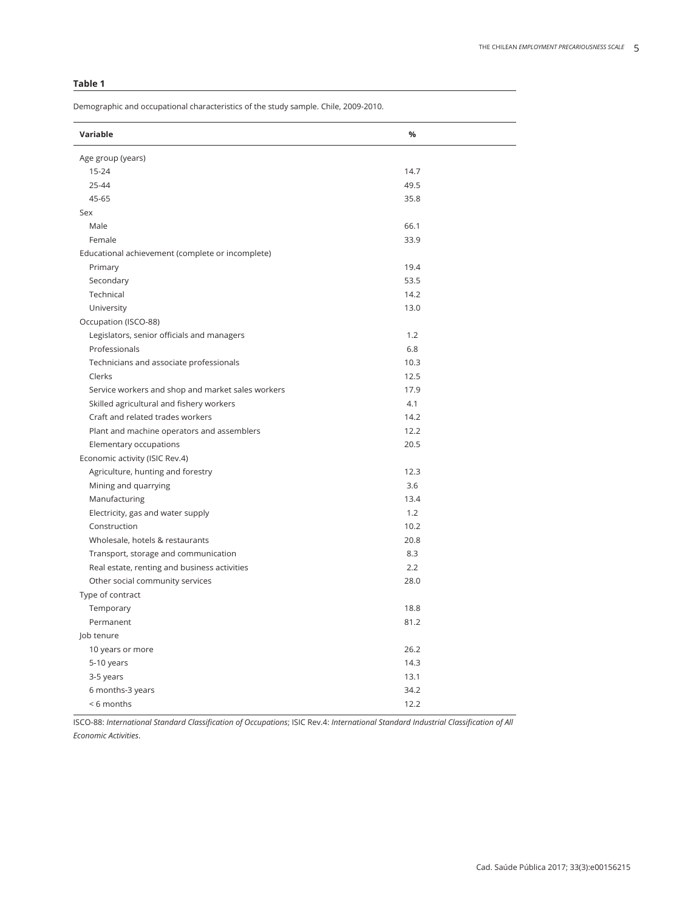**Table 1**

Demographic and occupational characteristics of the study sample. Chile, 2009-2010.

| Variable | % |
|---|---|
| Age group (years) | |
| 15-24 | 14.7 |
| 25-44 | 49.5 |
| 45-65 | 35.8 |
| Sex | |
| Male | 66.1 |
| Female | 33.9 |
| Educational achievement (complete or incomplete) | |
| Primary | 19.4 |
| Secondary | 53.5 |
| Technical | 14.2 |
| University | 13.0 |
| Occupation (ISCO-88) | |
| Legislators, senior officials and managers | 1.2 |
| Professionals | 6.8 |
| Technicians and associate professionals | 10.3 |
| Clerks | 12.5 |
| Service workers and shop and market sales workers | 17.9 |
| Skilled agricultural and fishery workers | 4.1 |
| Craft and related trades workers | 14.2 |
| Plant and machine operators and assemblers | 12.2 |
| Elementary occupations | 20.5 |
| Economic activity (ISIC Rev.4) | |
| Agriculture, hunting and forestry | 12.3 |
| Mining and quarrying | 3.6 |
| Manufacturing | 13.4 |
| Electricity, gas and water supply | 1.2 |
| Construction | 10.2 |
| Wholesale, hotels & restaurants | 20.8 |
| Transport, storage and communication | 8.3 |
| Real estate, renting and business activities | 2.2 |
| Other social community services | 28.0 |
| Type of contract | |
| Temporary | 18.8 |
| Permanent | 81.2 |
| Job tenure | |
| 10 years or more | 26.2 |
| 5-10 years | 14.3 |
| 3-5 years | 13.1 |
| 6 months-3 years | 34.2 |
| < 6 months | 12.2 |

ISCO-88: *International Standard Classification of Occupations*; ISIC Rev.4: *International Standard Industrial Classification of All Economic Activities*.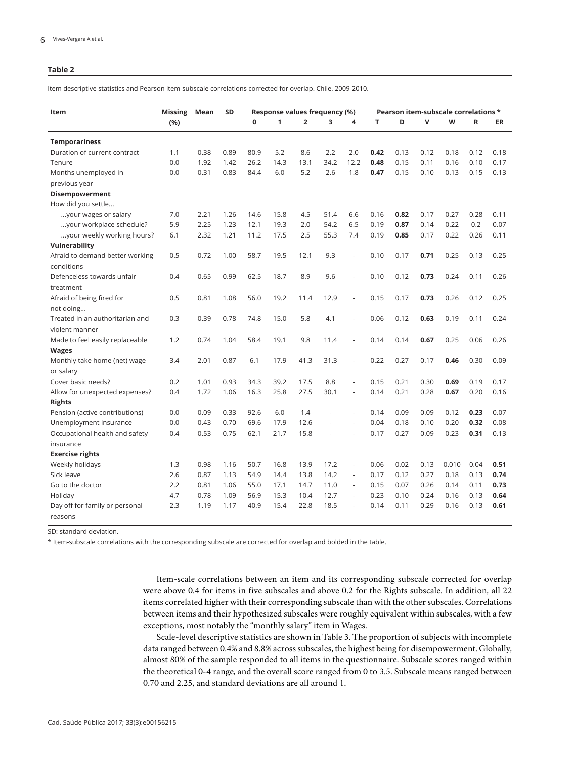**Table 2**

Item descriptive statistics and Pearson item-subscale correlations corrected for overlap. Chile, 2009-2010.

| Item | Missing (%) | Mean | SD | Response values frequency (%) | | | | | Pearson item-subscale correlations * | | | | | |
|---|---|---|---|---|---|---|---|---|---|---|---|---|---|---|
| | | | | 0 | 1 | 2 | 3 | 4 | T | D | V | W | R | ER |
| **Temporariness** | | | | | | | | | | | | | | |
| Duration of current contract | 1.1 | 0.38 | 0.89 | 80.9 | 5.2 | 8.6 | 2.2 | 2.0 | **0.42** | 0.13 | 0.12 | 0.18 | 0.12 | 0.18 |
| Tenure | 0.0 | 1.92 | 1.42 | 26.2 | 14.3 | 13.1 | 34.2 | 12.2 | **0.48** | 0.15 | 0.11 | 0.16 | 0.10 | 0.17 |
| Months unemployed in previous year | 0.0 | 0.31 | 0.83 | 84.4 | 6.0 | 5.2 | 2.6 | 1.8 | **0.47** | 0.15 | 0.10 | 0.13 | 0.15 | 0.13 |
| **Disempowerment** | | | | | | | | | | | | | | |
| How did you settle... | | | | | | | | | | | | | | |
| ...your wages or salary | 7.0 | 2.21 | 1.26 | 14.6 | 15.8 | 4.5 | 51.4 | 6.6 | 0.16 | **0.82** | 0.17 | 0.27 | 0.28 | 0.11 |
| ...your workplace schedule? | 5.9 | 2.25 | 1.23 | 12.1 | 19.3 | 2.0 | 54.2 | 6.5 | 0.19 | **0.87** | 0.14 | 0.22 | 0.2 | 0.07 |
| ...your weekly working hours? | 6.1 | 2.32 | 1.21 | 11.2 | 17.5 | 2.5 | 55.3 | 7.4 | 0.19 | **0.85** | 0.17 | 0.22 | 0.26 | 0.11 |
| **Vulnerability** | | | | | | | | | | | | | | |
| Afraid to demand better working conditions | 0.5 | 0.72 | 1.00 | 58.7 | 19.5 | 12.1 | 9.3 | - | 0.10 | 0.17 | **0.71** | 0.25 | 0.13 | 0.25 |
| Defenceless towards unfair treatment | 0.4 | 0.65 | 0.99 | 62.5 | 18.7 | 8.9 | 9.6 | - | 0.10 | 0.12 | **0.73** | 0.24 | 0.11 | 0.26 |
| Afraid of being fired for not doing... | 0.5 | 0.81 | 1.08 | 56.0 | 19.2 | 11.4 | 12.9 | - | 0.15 | 0.17 | **0.73** | 0.26 | 0.12 | 0.25 |
| Treated in an authoritarian and violent manner | 0.3 | 0.39 | 0.78 | 74.8 | 15.0 | 5.8 | 4.1 | - | 0.06 | 0.12 | **0.63** | 0.19 | 0.11 | 0.24 |
| Made to feel easily replaceable | 1.2 | 0.74 | 1.04 | 58.4 | 19.1 | 9.8 | 11.4 | - | 0.14 | 0.14 | **0.67** | 0.25 | 0.06 | 0.26 |
| **Wages** | | | | | | | | | | | | | | |
| Monthly take home (net) wage or salary | 3.4 | 2.01 | 0.87 | 6.1 | 17.9 | 41.3 | 31.3 | - | 0.22 | 0.27 | 0.17 | **0.46** | 0.30 | 0.09 |
| Cover basic needs? | 0.2 | 1.01 | 0.93 | 34.3 | 39.2 | 17.5 | 8.8 | - | 0.15 | 0.21 | 0.30 | **0.69** | 0.19 | 0.17 |
| Allow for unexpected expenses? | 0.4 | 1.72 | 1.06 | 16.3 | 25.8 | 27.5 | 30.1 | - | 0.14 | 0.21 | 0.28 | **0.67** | 0.20 | 0.16 |
| **Rights** | | | | | | | | | | | | | | |
| Pension (active contributions) | 0.0 | 0.09 | 0.33 | 92.6 | 6.0 | 1.4 | - | - | 0.14 | 0.09 | 0.09 | 0.12 | **0.23** | 0.07 |
| Unemployment insurance | 0.0 | 0.43 | 0.70 | 69.6 | 17.9 | 12.6 | - | - | 0.04 | 0.18 | 0.10 | 0.20 | **0.32** | 0.08 |
| Occupational health and safety insurance | 0.4 | 0.53 | 0.75 | 62.1 | 21.7 | 15.8 | - | - | 0.17 | 0.27 | 0.09 | 0.23 | **0.31** | 0.13 |
| **Exercise rights** | | | | | | | | | | | | | | |
| Weekly holidays | 1.3 | 0.98 | 1.16 | 50.7 | 16.8 | 13.9 | 17.2 | - | 0.06 | 0.02 | 0.13 | 0.010 | 0.04 | **0.51** |
| Sick leave | 2.6 | 0.87 | 1.13 | 54.9 | 14.4 | 13.8 | 14.2 | - | 0.17 | 0.12 | 0.27 | 0.18 | 0.13 | **0.74** |
| Go to the doctor | 2.2 | 0.81 | 1.06 | 55.0 | 17.1 | 14.7 | 11.0 | - | 0.15 | 0.07 | 0.26 | 0.14 | 0.11 | **0.73** |
| Holiday | 4.7 | 0.78 | 1.09 | 56.9 | 15.3 | 10.4 | 12.7 | - | 0.23 | 0.10 | 0.24 | 0.16 | 0.13 | **0.64** |
| Day off for family or personal reasons | 2.3 | 1.19 | 1.17 | 40.9 | 15.4 | 22.8 | 18.5 | - | 0.14 | 0.11 | 0.29 | 0.16 | 0.13 | **0.61** |

SD: standard deviation.

* Item-subscale correlations with the corresponding subscale are corrected for overlap and bolded in the table.

Item-scale correlations between an item and its corresponding subscale corrected for overlap were above 0.4 for items in five subscales and above 0.2 for the Rights subscale. In addition, all 22 items correlated higher with their corresponding subscale than with the other subscales. Correlations between items and their hypothesized subscales were roughly equivalent within subscales, with a few exceptions, most notably the "monthly salary" item in Wages.

Scale-level descriptive statistics are shown in Table 3. The proportion of subjects with incomplete data ranged between 0.4% and 8.8% across subscales, the highest being for disempowerment. Globally, almost 80% of the sample responded to all items in the questionnaire. Subscale scores ranged within the theoretical 0-4 range, and the overall score ranged from 0 to 3.5. Subscale means ranged between 0.70 and 2.25, and standard deviations are all around 1.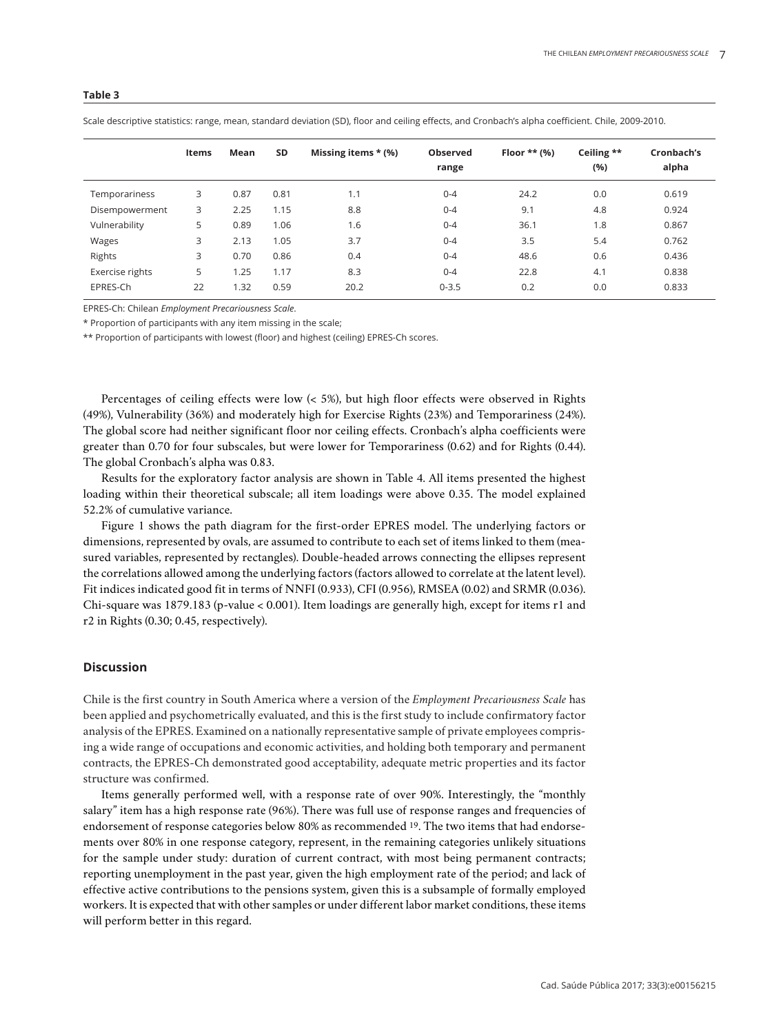**Table 3**

Scale descriptive statistics: range, mean, standard deviation (SD), floor and ceiling effects, and Cronbach's alpha coefficient. Chile, 2009-2010.

| | Items | Mean | SD | Missing items * (%) | Observed range | Floor ** (%) | Ceiling ** (%) | Cronbach's alpha |
|---|---|---|---|---|---|---|---|---|
| Temporariness | 3 | 0.87 | 0.81 | 1.1 | 0-4 | 24.2 | 0.0 | 0.619 |
| Disempowerment | 3 | 2.25 | 1.15 | 8.8 | 0-4 | 9.1 | 4.8 | 0.924 |
| Vulnerability | 5 | 0.89 | 1.06 | 1.6 | 0-4 | 36.1 | 1.8 | 0.867 |
| Wages | 3 | 2.13 | 1.05 | 3.7 | 0-4 | 3.5 | 5.4 | 0.762 |
| Rights | 3 | 0.70 | 0.86 | 0.4 | 0-4 | 48.6 | 0.6 | 0.436 |
| Exercise rights | 5 | 1.25 | 1.17 | 8.3 | 0-4 | 22.8 | 4.1 | 0.838 |
| EPRES-Ch | 22 | 1.32 | 0.59 | 20.2 | 0-3.5 | 0.2 | 0.0 | 0.833 |

EPRES-Ch: Chilean *Employment Precariousness Scale*.

\* Proportion of participants with any item missing in the scale;

\*\* Proportion of participants with lowest (floor) and highest (ceiling) EPRES-Ch scores.

Percentages of ceiling effects were low (< 5%), but high floor effects were observed in Rights (49%), Vulnerability (36%) and moderately high for Exercise Rights (23%) and Temporariness (24%). The global score had neither significant floor nor ceiling effects. Cronbach's alpha coefficients were greater than 0.70 for four subscales, but were lower for Temporariness (0.62) and for Rights (0.44). The global Cronbach's alpha was 0.83.

Results for the exploratory factor analysis are shown in Table 4. All items presented the highest loading within their theoretical subscale; all item loadings were above 0.35. The model explained 52.2% of cumulative variance.

Figure 1 shows the path diagram for the first-order EPRES model. The underlying factors or dimensions, represented by ovals, are assumed to contribute to each set of items linked to them (measured variables, represented by rectangles). Double-headed arrows connecting the ellipses represent the correlations allowed among the underlying factors (factors allowed to correlate at the latent level). Fit indices indicated good fit in terms of NNFI (0.933), CFI (0.956), RMSEA (0.02) and SRMR (0.036). Chi-square was 1879.183 (p-value < 0.001). Item loadings are generally high, except for items r1 and r2 in Rights (0.30; 0.45, respectively).

## Discussion

Chile is the first country in South America where a version of the *Employment Precariousness Scale* has been applied and psychometrically evaluated, and this is the first study to include confirmatory factor analysis of the EPRES. Examined on a nationally representative sample of private employees comprising a wide range of occupations and economic activities, and holding both temporary and permanent contracts, the EPRES-Ch demonstrated good acceptability, adequate metric properties and its factor structure was confirmed.

Items generally performed well, with a response rate of over 90%. Interestingly, the "monthly salary" item has a high response rate (96%). There was full use of response ranges and frequencies of endorsement of response categories below 80% as recommended [19]. The two items that had endorsements over 80% in one response category, represent, in the remaining categories unlikely situations for the sample under study: duration of current contract, with most being permanent contracts; reporting unemployment in the past year, given the high employment rate of the period; and lack of effective active contributions to the pensions system, given this is a subsample of formally employed workers. It is expected that with other samples or under different labor market conditions, these items will perform better in this regard.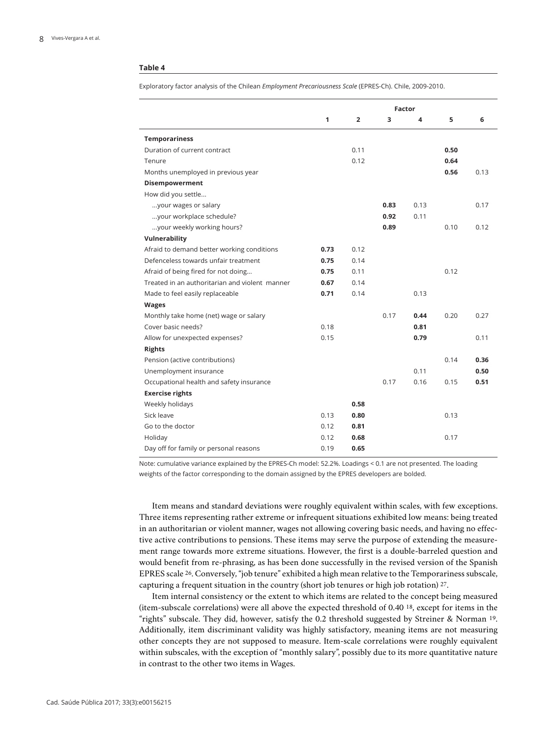**Table 4**

Exploratory factor analysis of the Chilean *Employment Precariousness Scale* (EPRES-Ch). Chile, 2009-2010.

| | Factor | | | | | |
|---|---|---|---|---|---|---|
| | 1 | 2 | 3 | 4 | 5 | 6 |
| **Temporariness** | | | | | | |
| Duration of current contract | | 0.11 | | | **0.50** | |
| Tenure | | 0.12 | | | **0.64** | |
| Months unemployed in previous year | | | | | **0.56** | 0.13 |
| **Disempowerment** | | | | | | |
| How did you settle... | | | | | | |
| ...your wages or salary | | | **0.83** | 0.13 | | 0.17 |
| ...your workplace schedule? | | | **0.92** | 0.11 | | |
| ...your weekly working hours? | | | **0.89** | | 0.10 | 0.12 |
| **Vulnerability** | | | | | | |
| Afraid to demand better working conditions | **0.73** | 0.12 | | | | |
| Defenceless towards unfair treatment | **0.75** | 0.14 | | | | |
| Afraid of being fired for not doing... | **0.75** | 0.11 | | | 0.12 | |
| Treated in an authoritarian and violent manner | **0.67** | 0.14 | | | | |
| Made to feel easily replaceable | **0.71** | 0.14 | | 0.13 | | |
| **Wages** | | | | | | |
| Monthly take home (net) wage or salary | | | 0.17 | **0.44** | 0.20 | 0.27 |
| Cover basic needs? | 0.18 | | | **0.81** | | |
| Allow for unexpected expenses? | 0.15 | | | **0.79** | | 0.11 |
| **Rights** | | | | | | |
| Pension (active contributions) | | | | | 0.14 | **0.36** |
| Unemployment insurance | | | | 0.11 | | **0.50** |
| Occupational health and safety insurance | | | 0.17 | 0.16 | 0.15 | **0.51** |
| **Exercise rights** | | | | | | |
| Weekly holidays | | **0.58** | | | | |
| Sick leave | 0.13 | **0.80** | | | 0.13 | |
| Go to the doctor | 0.12 | **0.81** | | | | |
| Holiday | 0.12 | **0.68** | | | 0.17 | |
| Day off for family or personal reasons | 0.19 | **0.65** | | | | |

Note: cumulative variance explained by the EPRES-Ch model: 52.2%. Loadings < 0.1 are not presented. The loading weights of the factor corresponding to the domain assigned by the EPRES developers are bolded.

Item means and standard deviations were roughly equivalent within scales, with few exceptions. Three items representing rather extreme or infrequent situations exhibited low means: being treated in an authoritarian or violent manner, wages not allowing covering basic needs, and having no effective active contributions to pensions. These items may serve the purpose of extending the measurement range towards more extreme situations. However, the first is a double-barreled question and would benefit from re-phrasing, as has been done successfully in the revised version of the Spanish EPRES scale [26]. Conversely, "job tenure" exhibited a high mean relative to the Temporariness subscale, capturing a frequent situation in the country (short job tenures or high job rotation) [27].

Item internal consistency or the extent to which items are related to the concept being measured (item-subscale correlations) were all above the expected threshold of 0.40 [18], except for items in the "rights" subscale. They did, however, satisfy the 0.2 threshold suggested by Streiner & Norman [19]. Additionally, item discriminant validity was highly satisfactory, meaning items are not measuring other concepts they are not supposed to measure. Item-scale correlations were roughly equivalent within subscales, with the exception of "monthly salary", possibly due to its more quantitative nature in contrast to the other two items in Wages.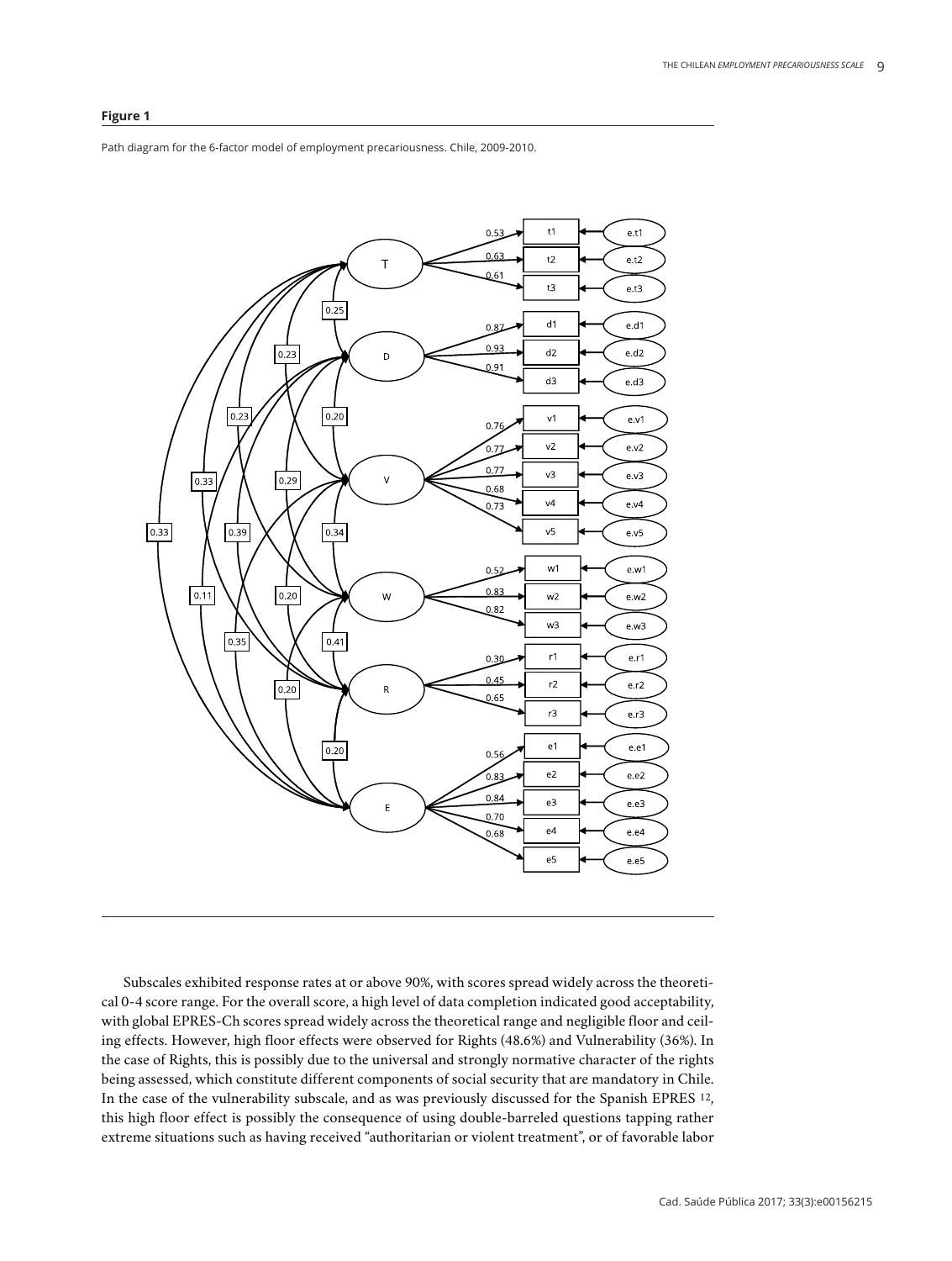**Figure 1**

Path diagram for the 6-factor model of employment precariousness. Chile, 2009-2010.

Subscales exhibited response rates at or above 90%, with scores spread widely across the theoretical 0-4 score range. For the overall score, a high level of data completion indicated good acceptability, with global EPRES-Ch scores spread widely across the theoretical range and negligible floor and ceiling effects. However, high floor effects were observed for Rights (48.6%) and Vulnerability (36%). In the case of Rights, this is possibly due to the universal and strongly normative character of the rights being assessed, which constitute different components of social security that are mandatory in Chile. In the case of the vulnerability subscale, and as was previously discussed for the Spanish EPRES [12], this high floor effect is possibly the consequence of using double-barreled questions tapping rather extreme situations such as having received "authoritarian or violent treatment", or of favorable labor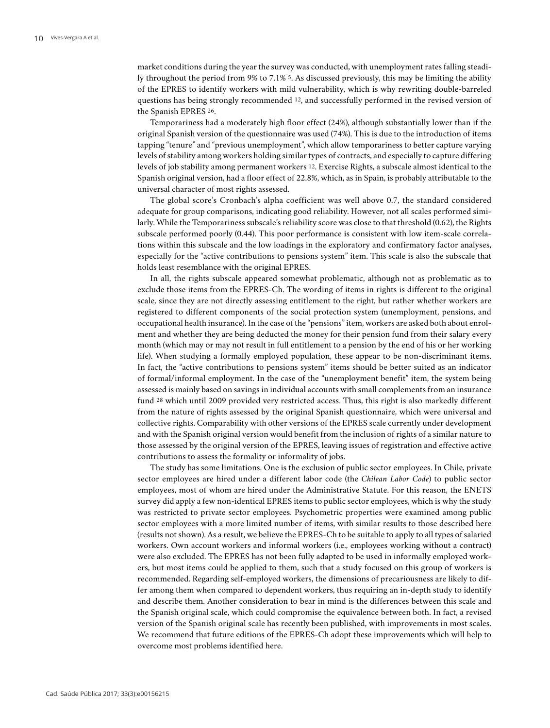market conditions during the year the survey was conducted, with unemployment rates falling steadily throughout the period from 9% to 7.1% [5]. As discussed previously, this may be limiting the ability of the EPRES to identify workers with mild vulnerability, which is why rewriting double-barreled questions has being strongly recommended [12], and successfully performed in the revised version of the Spanish EPRES [26].

Temporariness had a moderately high floor effect (24%), although substantially lower than if the original Spanish version of the questionnaire was used (74%). This is due to the introduction of items tapping "tenure" and "previous unemployment", which allow temporariness to better capture varying levels of stability among workers holding similar types of contracts, and especially to capture differing levels of job stability among permanent workers [12]. Exercise Rights, a subscale almost identical to the Spanish original version, had a floor effect of 22.8%, which, as in Spain, is probably attributable to the universal character of most rights assessed.

The global score's Cronbach's alpha coefficient was well above 0.7, the standard considered adequate for group comparisons, indicating good reliability. However, not all scales performed similarly. While the Temporariness subscale's reliability score was close to that threshold (0.62), the Rights subscale performed poorly (0.44). This poor performance is consistent with low item-scale correlations within this subscale and the low loadings in the exploratory and confirmatory factor analyses, especially for the "active contributions to pensions system" item. This scale is also the subscale that holds least resemblance with the original EPRES.

In all, the rights subscale appeared somewhat problematic, although not as problematic as to exclude those items from the EPRES-Ch. The wording of items in rights is different to the original scale, since they are not directly assessing entitlement to the right, but rather whether workers are registered to different components of the social protection system (unemployment, pensions, and occupational health insurance). In the case of the "pensions" item, workers are asked both about enrolment and whether they are being deducted the money for their pension fund from their salary every month (which may or may not result in full entitlement to a pension by the end of his or her working life). When studying a formally employed population, these appear to be non-discriminant items. In fact, the "active contributions to pensions system" items should be better suited as an indicator of formal/informal employment. In the case of the "unemployment benefit" item, the system being assessed is mainly based on savings in individual accounts with small complements from an insurance fund [28] which until 2009 provided very restricted access. Thus, this right is also markedly different from the nature of rights assessed by the original Spanish questionnaire, which were universal and collective rights. Comparability with other versions of the EPRES scale currently under development and with the Spanish original version would benefit from the inclusion of rights of a similar nature to those assessed by the original version of the EPRES, leaving issues of registration and effective active contributions to assess the formality or informality of jobs.

The study has some limitations. One is the exclusion of public sector employees. In Chile, private sector employees are hired under a different labor code (the *Chilean Labor Code*) to public sector employees, most of whom are hired under the Administrative Statute. For this reason, the ENETS survey did apply a few non-identical EPRES items to public sector employees, which is why the study was restricted to private sector employees. Psychometric properties were examined among public sector employees with a more limited number of items, with similar results to those described here (results not shown). As a result, we believe the EPRES-Ch to be suitable to apply to all types of salaried workers. Own account workers and informal workers (i.e., employees working without a contract) were also excluded. The EPRES has not been fully adapted to be used in informally employed workers, but most items could be applied to them, such that a study focused on this group of workers is recommended. Regarding self-employed workers, the dimensions of precariousness are likely to differ among them when compared to dependent workers, thus requiring an in-depth study to identify and describe them. Another consideration to bear in mind is the differences between this scale and the Spanish original scale, which could compromise the equivalence between both. In fact, a revised version of the Spanish original scale has recently been published, with improvements in most scales. We recommend that future editions of the EPRES-Ch adopt these improvements which will help to overcome most problems identified here.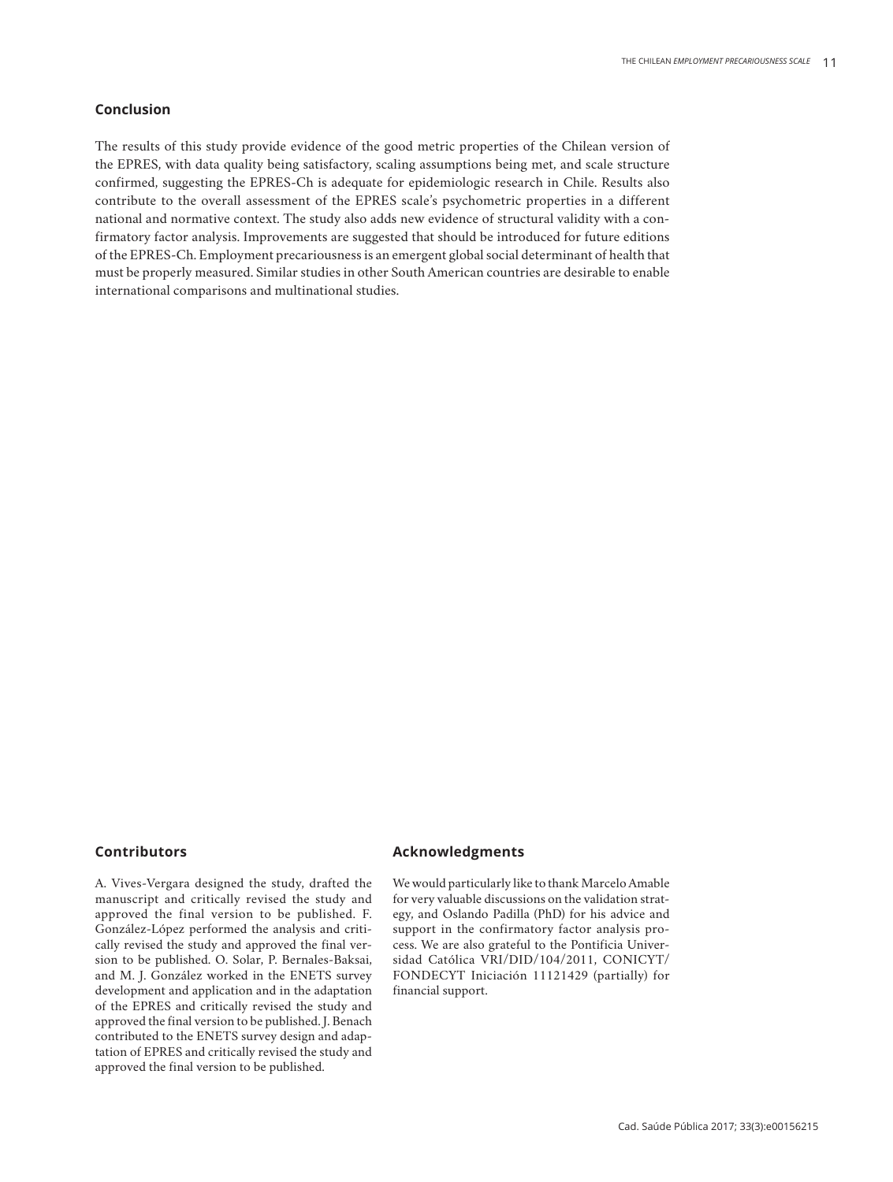## Conclusion

The results of this study provide evidence of the good metric properties of the Chilean version of the EPRES, with data quality being satisfactory, scaling assumptions being met, and scale structure confirmed, suggesting the EPRES-Ch is adequate for epidemiologic research in Chile. Results also contribute to the overall assessment of the EPRES scale's psychometric properties in a different national and normative context. The study also adds new evidence of structural validity with a confirmatory factor analysis. Improvements are suggested that should be introduced for future editions of the EPRES-Ch. Employment precariousness is an emergent global social determinant of health that must be properly measured. Similar studies in other South American countries are desirable to enable international comparisons and multinational studies.

## Contributors

A. Vives-Vergara designed the study, drafted the manuscript and critically revised the study and approved the final version to be published. F. González-López performed the analysis and critically revised the study and approved the final version to be published. O. Solar, P. Bernales-Baksai, and M. J. González worked in the ENETS survey development and application and in the adaptation of the EPRES and critically revised the study and approved the final version to be published. J. Benach contributed to the ENETS survey design and adaptation of EPRES and critically revised the study and approved the final version to be published.

## Acknowledgments

We would particularly like to thank Marcelo Amable for very valuable discussions on the validation strategy, and Oslando Padilla (PhD) for his advice and support in the confirmatory factor analysis process. We are also grateful to the Pontificia Universidad Católica VRI/DID/104/2011, CONICYT/FONDECYT Iniciación 11121429 (partially) for financial support.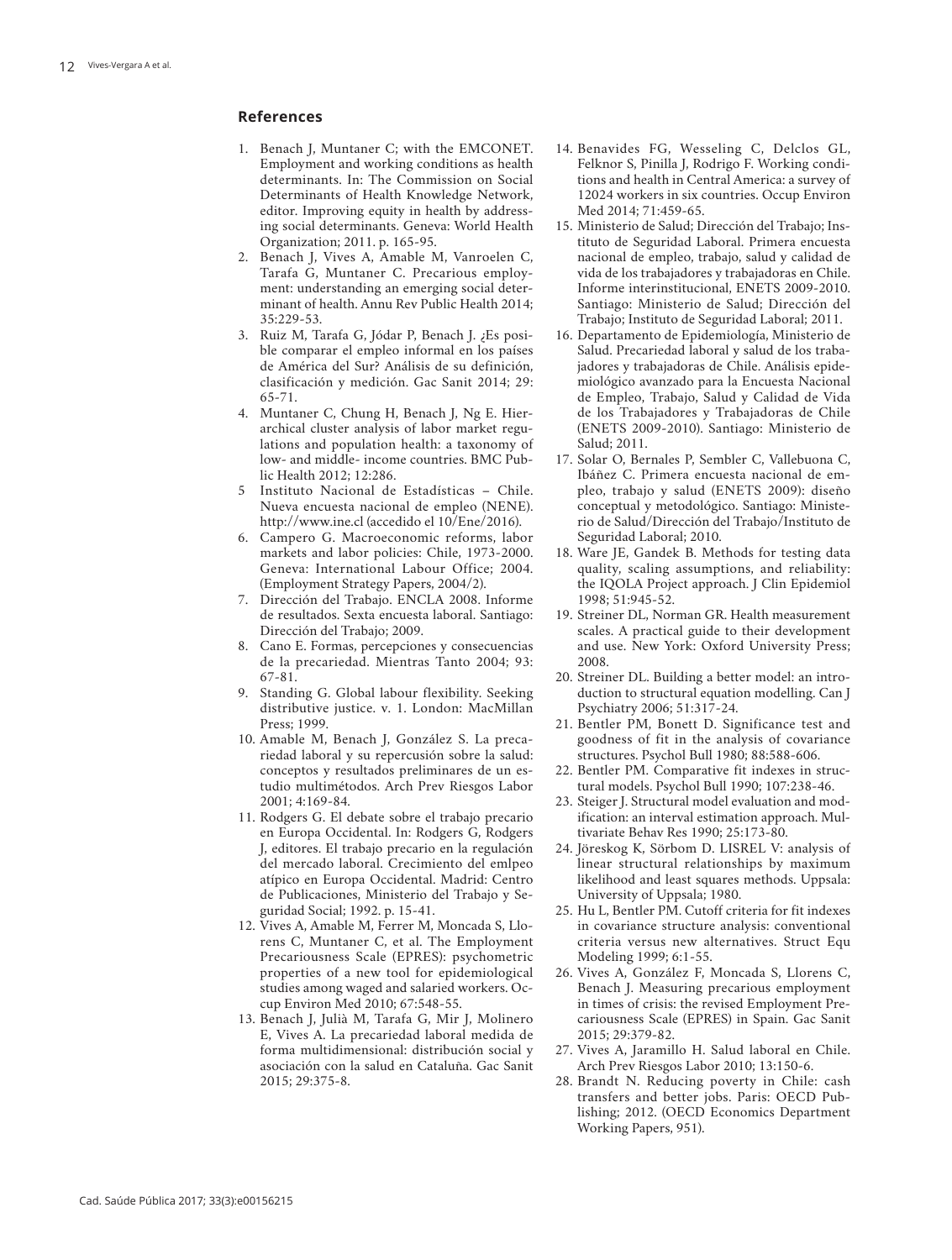## References

1. Benach J, Muntaner C; with the EMCONET. Employment and working conditions as health determinants. In: The Commission on Social Determinants of Health Knowledge Network, editor. Improving equity in health by addressing social determinants. Geneva: World Health Organization; 2011. p. 165-95.
2. Benach J, Vives A, Amable M, Vanroelen C, Tarafa G, Muntaner C. Precarious employment: understanding an emerging social determinant of health. Annu Rev Public Health 2014; 35:229-53.
3. Ruiz M, Tarafa G, Jódar P, Benach J. ¿Es posible comparar el empleo informal en los países de América del Sur? Análisis de su definición, clasificación y medición. Gac Sanit 2014; 29: 65-71.
4. Muntaner C, Chung H, Benach J, Ng E. Hierarchical cluster analysis of labor market regulations and population health: a taxonomy of low- and middle- income countries. BMC Public Health 2012; 12:286.
5. Instituto Nacional de Estadísticas – Chile. Nueva encuesta nacional de empleo (NENE). http://www.ine.cl (accedido el 10/Ene/2016).
6. Campero G. Macroeconomic reforms, labor markets and labor policies: Chile, 1973-2000. Geneva: International Labour Office; 2004. (Employment Strategy Papers, 2004/2).
7. Dirección del Trabajo. ENCLA 2008. Informe de resultados. Sexta encuesta laboral. Santiago: Dirección del Trabajo; 2009.
8. Cano E. Formas, percepciones y consecuencias de la precariedad. Mientras Tanto 2004; 93: 67-81.
9. Standing G. Global labour flexibility. Seeking distributive justice. v. 1. London: MacMillan Press; 1999.
10. Amable M, Benach J, González S. La precariedad laboral y su repercusión sobre la salud: conceptos y resultados preliminares de un estudio multimétodos. Arch Prev Riesgos Labor 2001; 4:169-84.
11. Rodgers G. El debate sobre el trabajo precario en Europa Occidental. In: Rodgers G, Rodgers J, editores. El trabajo precario en la regulación del mercado laboral. Crecimiento del emlpeo atípico en Europa Occidental. Madrid: Centro de Publicaciones, Ministerio del Trabajo y Seguridad Social; 1992. p. 15-41.
12. Vives A, Amable M, Ferrer M, Moncada S, Llorens C, Muntaner C, et al. The Employment Precariousness Scale (EPRES): psychometric properties of a new tool for epidemiological studies among waged and salaried workers. Occup Environ Med 2010; 67:548-55.
13. Benach J, Julià M, Tarafa G, Mir J, Molinero E, Vives A. La precariedad laboral medida de forma multidimensional: distribución social y asociación con la salud en Cataluña. Gac Sanit 2015; 29:375-8.
14. Benavides FG, Wesseling C, Delclos GL, Felknor S, Pinilla J, Rodrigo F. Working conditions and health in Central America: a survey of 12024 workers in six countries. Occup Environ Med 2014; 71:459-65.
15. Ministerio de Salud; Dirección del Trabajo; Instituto de Seguridad Laboral. Primera encuesta nacional de empleo, trabajo, salud y calidad de vida de los trabajadores y trabajadoras en Chile. Informe interinstitucional, ENETS 2009-2010. Santiago: Ministerio de Salud; Dirección del Trabajo; Instituto de Seguridad Laboral; 2011.
16. Departamento de Epidemiología, Ministerio de Salud. Precariedad laboral y salud de los trabajadores y trabajadoras de Chile. Análisis epidemiológico avanzado para la Encuesta Nacional de Empleo, Trabajo, Salud y Calidad de Vida de los Trabajadores y Trabajadoras de Chile (ENETS 2009-2010). Santiago: Ministerio de Salud; 2011.
17. Solar O, Bernales P, Sembler C, Vallebuona C, Ibáñez C. Primera encuesta nacional de empleo, trabajo y salud (ENETS 2009): diseño conceptual y metodológico. Santiago: Ministerio de Salud/Dirección del Trabajo/Instituto de Seguridad Laboral; 2010.
18. Ware JE, Gandek B. Methods for testing data quality, scaling assumptions, and reliability: the IQOLA Project approach. J Clin Epidemiol 1998; 51:945-52.
19. Streiner DL, Norman GR. Health measurement scales. A practical guide to their development and use. New York: Oxford University Press; 2008.
20. Streiner DL. Building a better model: an introduction to structural equation modelling. Can J Psychiatry 2006; 51:317-24.
21. Bentler PM, Bonett D. Significance test and goodness of fit in the analysis of covariance structures. Psychol Bull 1980; 88:588-606.
22. Bentler PM. Comparative fit indexes in structural models. Psychol Bull 1990; 107:238-46.
23. Steiger J. Structural model evaluation and modification: an interval estimation approach. Multivariate Behav Res 1990; 25:173-80.
24. Jöreskog K, Sörbom D. LISREL V: analysis of linear structural relationships by maximum likelihood and least squares methods. Uppsala: University of Uppsala; 1980.
25. Hu L, Bentler PM. Cutoff criteria for fit indexes in covariance structure analysis: conventional criteria versus new alternatives. Struct Equ Modeling 1999; 6:1-55.
26. Vives A, González F, Moncada S, Llorens C, Benach J. Measuring precarious employment in times of crisis: the revised Employment Precariousness Scale (EPRES) in Spain. Gac Sanit 2015; 29:379-82.
27. Vives A, Jaramillo H. Salud laboral en Chile. Arch Prev Riesgos Labor 2010; 13:150-6.
28. Brandt N. Reducing poverty in Chile: cash transfers and better jobs. Paris: OECD Publishing; 2012. (OECD Economics Department Working Papers, 951).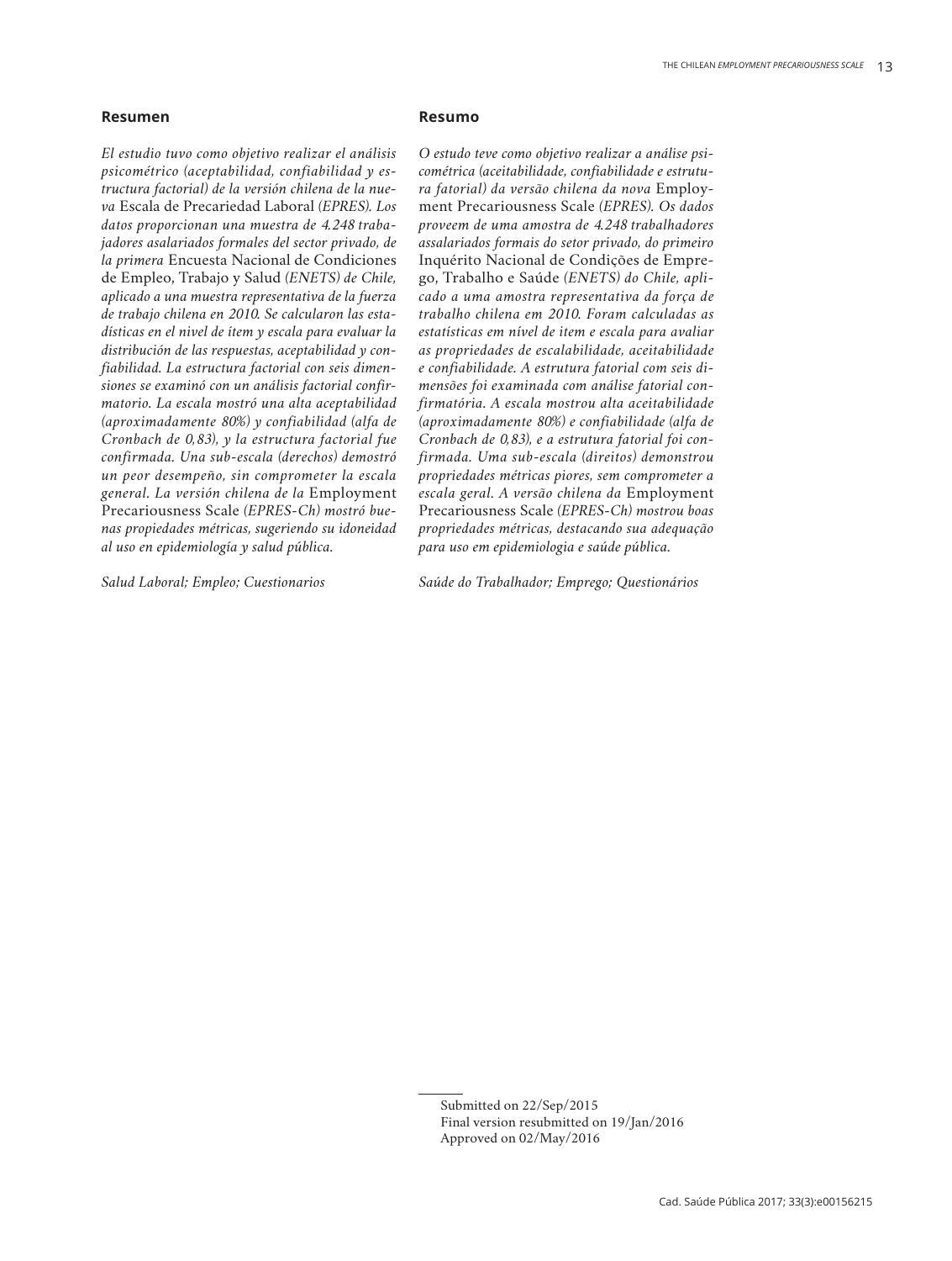## Resumen

*El estudio tuvo como objetivo realizar el análisis psicométrico (aceptabilidad, confiabilidad y estructura factorial) de la versión chilena de la nueva* Escala de Precariedad Laboral *(EPRES). Los datos proporcionan una muestra de 4.248 trabajadores asalariados formales del sector privado, de la primera* Encuesta Nacional de Condiciones de Empleo, Trabajo y Salud *(ENETS) de Chile, aplicado a una muestra representativa de la fuerza de trabajo chilena en 2010. Se calcularon las estadísticas en el nivel de ítem y escala para evaluar la distribución de las respuestas, aceptabilidad y confiabilidad. La estructura factorial con seis dimensiones se examinó con un análisis factorial confirmatorio. La escala mostró una alta aceptabilidad (aproximadamente 80%) y confiabilidad (alfa de Cronbach de 0,83), y la estructura factorial fue confirmada. Una sub-escala (derechos) demostró un peor desempeño, sin comprometer la escala general. La versión chilena de la* Employment Precariousness Scale *(EPRES-Ch) mostró buenas propiedades métricas, sugeriendo su idoneidad al uso en epidemiología y salud pública.*

*Salud Laboral; Empleo; Cuestionarios*

## Resumo

*O estudo teve como objetivo realizar a análise psicométrica (aceitabilidade, confiabilidade e estrutura fatorial) da versão chilena da nova* Employment Precariousness Scale *(EPRES). Os dados proveem de uma amostra de 4.248 trabalhadores assalariados formais do setor privado, do primeiro* Inquérito Nacional de Condições de Emprego, Trabalho e Saúde *(ENETS) do Chile, aplicado a uma amostra representativa da força de trabalho chilena em 2010. Foram calculadas as estatísticas em nível de item e escala para avaliar as propriedades de escalabilidade, aceitabilidade e confiabilidade. A estrutura fatorial com seis dimensões foi examinada com análise fatorial confirmatória. A escala mostrou alta aceitabilidade (aproximadamente 80%) e confiabilidade (alfa de Cronbach de 0,83), e a estrutura fatorial foi confirmada. Uma sub-escala (direitos) demonstrou propriedades métricas piores, sem comprometer a escala geral. A versão chilena da* Employment Precariousness Scale *(EPRES-Ch) mostrou boas propriedades métricas, destacando sua adequação para uso em epidemiologia e saúde pública.*

*Saúde do Trabalhador; Emprego; Questionários*

Submitted on 22/Sep/2015
Final version resubmitted on 19/Jan/2016
Approved on 02/May/2016